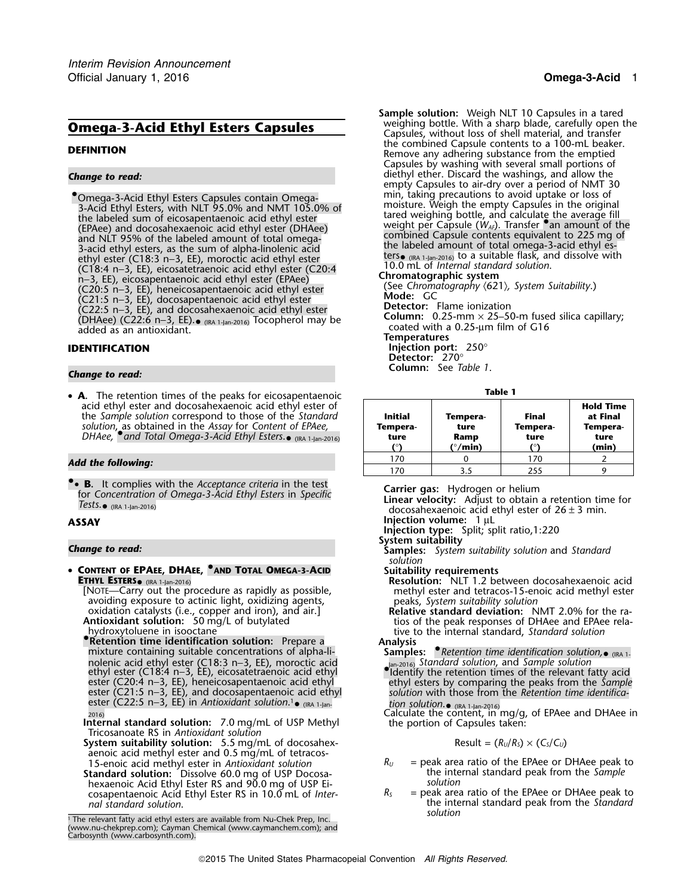# Omega-3-Acid Ethyl Esters Capsules

## DEFINITION

*Change to read:*

•Omega-3-Acid Ethyl Esters Capsules contain Omega-3-Acid Ethyl Esters, with NLT 95.0% and NMT 105.0% of the labeled sum of eicosapentaenoic acid ethyl ester (EPAee) and docosahexaenoic acid ethyl ester (DHAee) and NLT 95% of the labeled amount of total omega-3-acid ethyl esters, as the sum of alpha-linolenic acid ethyl ester (C18:3 n–3, EE), moroctic acid ethyl ester (C18:4 n–3, EE), eicosatetraenoic acid ethyl ester (C20:4 n–3, EE), eicosapentaenoic acid ethyl ester (EPAee) (C20:5 n–3, EE), heneicosapentaenoic acid ethyl ester (C21:5 n–3, EE), docosapentaenoic acid ethyl ester (C22:5 n–3, EE), and docosahexaenoic acid ethyl ester (DHAee) (C22:6 n–3, EE).• (IRA 1-Jan-2016) Tocopherol may be added as an antioxidant.

## IDENTIFICATION

*Change to read:*

- **A.** The retention times of the peaks for eicosapentaenoic acid ethyl ester and docosahexaenoic acid ethyl ester of the *Sample solution* correspond to those of the *Standard solution*, as obtained in the *Assay* for *Content of EPAee, DHAee, •and Total Omega-3-Acid Ethyl Esters.•* (IRA 1-Jan-2016)

*Add the following:*

- •**B.** It complies with the *Acceptance criteria* in the test for *Concentration of Omega-3-Acid Ethyl Esters* in *Specific Tests*.• (IRA 1-Jan-2016)

## ASSAY

*Change to read:*

- **Content of EPAee, DHAee, •and Total Omega-3-Acid Ethyl Esters•** (IRA 1-Jan-2016)

  [Note—Carry out the procedure as rapidly as possible, avoiding exposure to actinic light, oxidizing agents, oxidation catalysts (i.e., copper and iron), and air.]

  **Antioxidant solution:** 50 mg/L of butylated hydroxytoluene in isooctane

  •**Retention time identification solution:** Prepare a mixture containing suitable concentrations of alpha-linolenic acid ethyl ester (C18:3 n–3, EE), moroctic acid ethyl ester (C18:4 n–3, EE), eicosatetraenoic acid ethyl ester (C20:4 n–3, EE), heneicosapentaenoic acid ethyl ester (C21:5 n–3, EE), and docosapentaenoic acid ethyl ester (C22:5 n–3, EE) in *Antioxidant solution*.[1]• (IRA 1-Jan-2016)

  **Internal standard solution:** 7.0 mg/mL of USP Methyl Tricosanoate RS in *Antioxidant solution*

  **System suitability solution:** 5.5 mg/mL of docosahexaenoic acid methyl ester and 0.5 mg/mL of tetracos-15-enoic acid methyl ester in *Antioxidant solution*

  **Standard solution:** Dissolve 60.0 mg of USP Docosahexaenoic Acid Ethyl Ester RS and 90.0 mg of USP Eicosapentaenoic Acid Ethyl Ester RS in 10.0 mL of *Internal standard solution*.

  **Sample solution:** Weigh NLT 10 Capsules in a tared weighing bottle. With a sharp blade, carefully open the Capsules, without loss of shell material, and transfer the combined Capsule contents to a 100-mL beaker. Remove any adhering substance from the emptied Capsules by washing with several small portions of diethyl ether. Discard the washings, and allow the empty Capsules to air-dry over a period of NMT 30 min, taking precautions to avoid uptake or loss of moisture. Weigh the empty Capsules in the original tared weighing bottle, and calculate the average fill weight per Capsule ($W_{Af}$). Transfer •an amount of the combined Capsule contents equivalent to 225 mg of the labeled amount of total omega-3-acid ethyl esters• (IRA 1-Jan-2016) to a suitable flask, and dissolve with 10.0 mL of *Internal standard solution*.

  **Chromatographic system**

  (See *Chromatography* ⟨621⟩, *System Suitability*.)

  **Mode:** GC

  **Detector:** Flame ionization

  **Column:** 0.25-mm × 25–50-m fused silica capillary; coated with a 0.25-µm film of G16

  **Temperatures**

  **Injection port:** 250°

  **Detector:** 270°

  **Column:** See *Table 1*.

**Table 1**

| Initial Temperature (°) | Temperature Ramp (°/min) | Final Temperature (°) | Hold Time at Final Temperature (min) |
|---|---|---|---|
| 170 | 0 | 170 | 2 |
| 170 | 3.5 | 255 | 9 |

  **Carrier gas:** Hydrogen or helium

  **Linear velocity:** Adjust to obtain a retention time for docosahexaenoic acid ethyl ester of 26 ± 3 min.

  **Injection volume:** 1 µL

  **Injection type:** Split; split ratio,1:220

  **System suitability**

  **Samples:** *System suitability solution* and *Standard solution*

  **Suitability requirements**

  **Resolution:** NLT 1.2 between docosahexaenoic acid methyl ester and tetracos-15-enoic acid methyl ester peaks, *System suitability solution*

  **Relative standard deviation:** NMT 2.0% for the ratios of the peak responses of DHAee and EPAee relative to the internal standard, *Standard solution*

  **Analysis**

  **Samples:** •*Retention time identification solution,*• (IRA 1-Jan-2016) *Standard solution*, and *Sample solution*

  •Identify the retention times of the relevant fatty acid ethyl esters by comparing the peaks from the *Sample solution* with those from the *Retention time identification solution*.• (IRA 1-Jan-2016)

  Calculate the content, in mg/g, of EPAee and DHAee in the portion of Capsules taken:

$$\text{Result} = (R_U/R_S) \times (C_S/C_U)$$

  $R_U$ = peak area ratio of the EPAee or DHAee peak to the internal standard peak from the *Sample solution*

  $R_S$ = peak area ratio of the EPAee or DHAee peak to the internal standard peak from the *Standard solution*

[1] The relevant fatty acid ethyl esters are available from Nu-Chek Prep, Inc. (www.nu-chekprep.com); Cayman Chemical (www.caymanchem.com); and Carbosynth (www.carbosynth.com).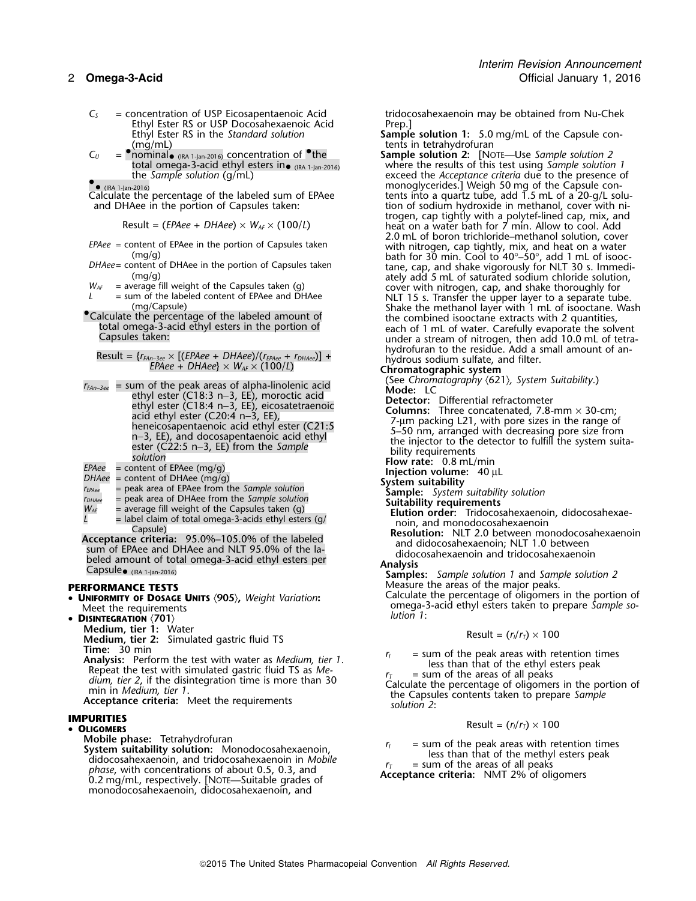$C_S$ = concentration of USP Eicosapentaenoic Acid Ethyl Ester RS or USP Docosahexaenoic Acid Ethyl Ester RS in the *Standard solution* (mg/mL)

$C_U$ = ●nominal● (IRA 1-Jan-2016) concentration of ●the total omega-3-acid ethyl esters in● (IRA 1-Jan-2016) the *Sample solution* (g/mL)

●● (IRA 1-Jan-2016)

Calculate the percentage of the labeled sum of EPAee and DHAee in the portion of Capsules taken:

$$\text{Result} = (EPAee + DHAee) \times W_{AF} \times (100/L)$$

$EPAee$ = content of EPAee in the portion of Capsules taken (mg/g)

$DHAee$ = content of DHAee in the portion of Capsules taken (mg/g)

$W_{AF}$ = average fill weight of the Capsules taken (g)

$L$ = sum of the labeled content of EPAee and DHAee (mg/Capsule)

●Calculate the percentage of the labeled amount of total omega-3-acid ethyl esters in the portion of Capsules taken:

$$\text{Result} = \{r_{FAn-3ee} \times [(EPAee + DHAee)/(r_{EPAee} + r_{DHAee})] + EPAee + DHAee\} \times W_{AF} \times (100/L)$$

$r_{FAn-3ee}$ = sum of the peak areas of alpha-linolenic acid ethyl ester (C18:3 n−3, EE), moroctic acid ethyl ester (C18:4 n−3, EE), eicosatetraenoic acid ethyl ester (C20:4 n−3, EE), heneicosapentaenoic acid ethyl ester (C21:5 n−3, EE), and docosapentaenoic acid ethyl ester (C22:5 n−3, EE) from the *Sample solution*

$EPAee$ = content of EPAee (mg/g)

$DHAee$ = content of DHAee (mg/g)

$r_{EPAee}$ = peak area of EPAee from the *Sample solution*

$r_{DHAee}$ = peak area of DHAee from the *Sample solution*

$W_{AF}$ = average fill weight of the Capsules taken (g)

$L$ = label claim of total omega-3-acids ethyl esters (g/ Capsule)

**Acceptance criteria:** 95.0%–105.0% of the labeled sum of EPAee and DHAee and NLT 95.0% of the labeled amount of total omega-3-acid ethyl esters per Capsule● (IRA 1-Jan-2016)

## PERFORMANCE TESTS

- **Uniformity of Dosage Units** ⟨905⟩, *Weight Variation***:** Meet the requirements
- **Disintegration** ⟨701⟩

**Medium, tier 1:** Water
**Medium, tier 2:** Simulated gastric fluid TS
**Time:** 30 min
**Analysis:** Perform the test with water as *Medium, tier 1*. Repeat the test with simulated gastric fluid TS as *Medium, tier 2*, if the disintegration time is more than 30 min in *Medium, tier 1*.
**Acceptance criteria:** Meet the requirements

## IMPURITIES

- **Oligomers**

**Mobile phase:** Tetrahydrofuran
**System suitability solution:** Monodocosahexaenoin, didocosahexaenoin, and tridocosahexaenoin in *Mobile phase*, with concentrations of about 0.5, 0.3, and 0.2 mg/mL, respectively. [Note—Suitable grades of monodocosahexaenoin, didocosahexaenoin, and tridocosahexaenoin may be obtained from Nu-Chek Prep.]
**Sample solution 1:** 5.0 mg/mL of the Capsule contents in tetrahydrofuran
**Sample solution 2:** [Note—Use *Sample solution 2* where the results of this test using *Sample solution 1* exceed the *Acceptance criteria* due to the presence of monoglycerides.] Weigh 50 mg of the Capsule contents into a quartz tube, add 1.5 mL of a 20-g/L solution of sodium hydroxide in methanol, cover with nitrogen, cap tightly with a polytef-lined cap, mix, and heat on a water bath for 7 min. Allow to cool. Add 2.0 mL of boron trichloride–methanol solution, cover with nitrogen, cap tightly, mix, and heat on a water bath for 30 min. Cool to 40°–50°, add 1 mL of isooctane, cap, and shake vigorously for NLT 30 s. Immediately add 5 mL of saturated sodium chloride solution, cover with nitrogen, cap, and shake thoroughly for NLT 15 s. Transfer the upper layer to a separate tube. Shake the methanol layer with 1 mL of isooctane. Wash the combined isooctane extracts with 2 quantities, each of 1 mL of water. Carefully evaporate the solvent under a stream of nitrogen, then add 10.0 mL of tetrahydrofuran to the residue. Add a small amount of anhydrous sodium sulfate, and filter.
**Chromatographic system**
(See *Chromatography* ⟨621⟩, *System Suitability*.)
**Mode:** LC
**Detector:** Differential refractometer
**Columns:** Three concatenated, 7.8-mm × 30-cm; 7-µm packing L21, with pore sizes in the range of 5–50 nm, arranged with decreasing pore size from the injector to the detector to fulfill the system suitability requirements
**Flow rate:** 0.8 mL/min
**Injection volume:** 40 µL
**System suitability**
**Sample:** *System suitability solution*
**Suitability requirements**
**Elution order:** Tridocosahexaenoin, didocosahexaenoin, and monodocosahexaenoin
**Resolution:** NLT 2.0 between monodocosahexaenoin and didocosahexaenoin; NLT 1.0 between didocosahexaenoin and tridocosahexaenoin
**Analysis**
**Samples:** *Sample solution 1* and *Sample solution 2*
Measure the areas of the major peaks.
Calculate the percentage of oligomers in the portion of omega-3-acid ethyl esters taken to prepare *Sample solution 1*:

$$\text{Result} = (r_I/r_T) \times 100$$

$r_I$ = sum of the peak areas with retention times less than that of the ethyl esters peak

$r_T$ = sum of the areas of all peaks

Calculate the percentage of oligomers in the portion of the Capsules contents taken to prepare *Sample solution 2*:

$$\text{Result} = (r_I/r_T) \times 100$$

$r_I$ = sum of the peak areas with retention times less than that of the methyl esters peak

$r_T$ = sum of the areas of all peaks

**Acceptance criteria:** NMT 2% of oligomers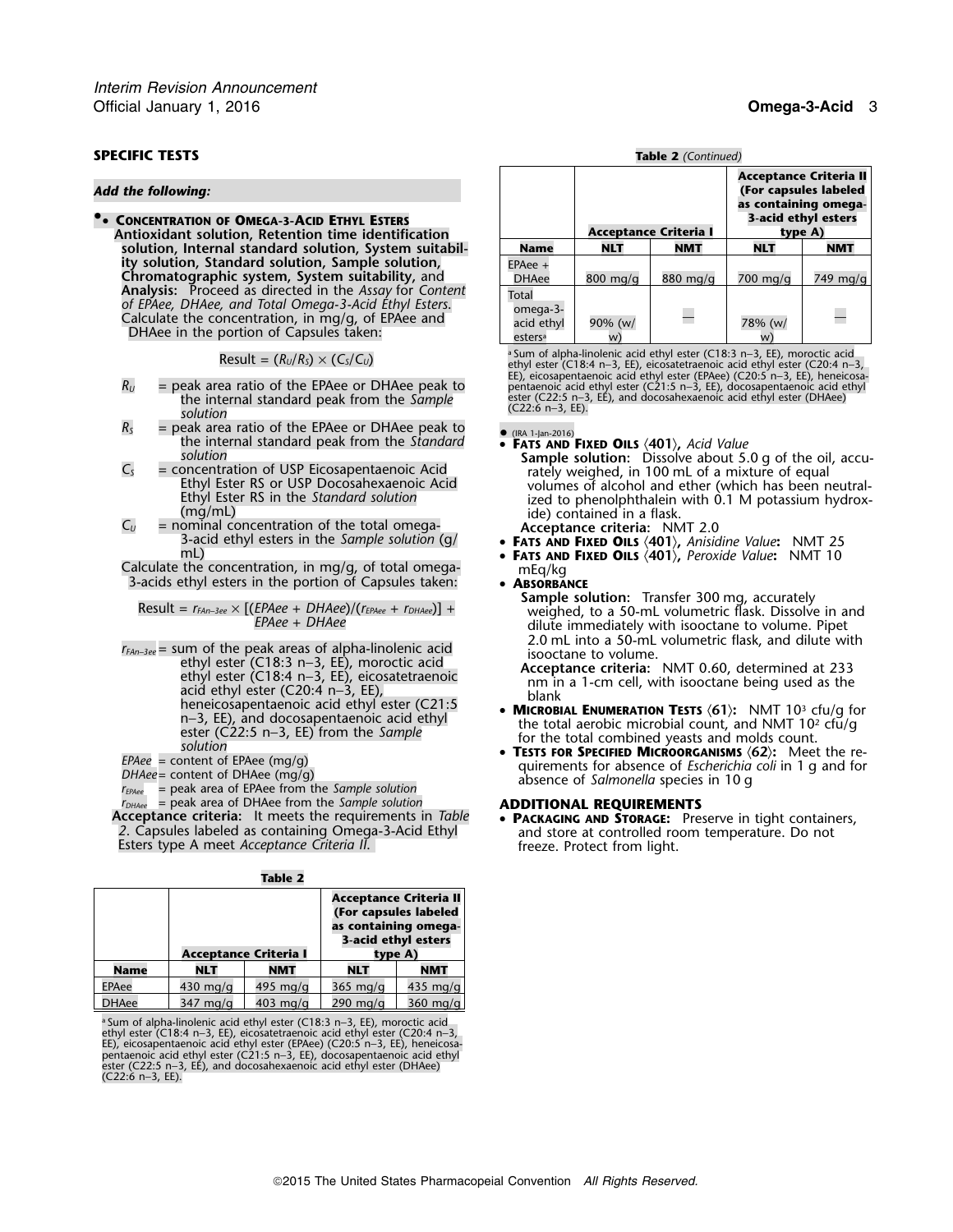## SPECIFIC TESTS

*Add the following:*

**▪• CONCENTRATION OF OMEGA-3-ACID ETHYL ESTERS**

**Antioxidant solution, Retention time identification solution, Internal standard solution, System suitability solution, Standard solution, Sample solution, Chromatographic system, System suitability,** and **Analysis:** Proceed as directed in the *Assay* for *Content of EPAee, DHAee, and Total Omega-3-Acid Ethyl Esters*. Calculate the concentration, in mg/g, of EPAee and DHAee in the portion of Capsules taken:

$$\text{Result} = (R_U/R_S) \times (C_S/C_U)$$

$R_U$ = peak area ratio of the EPAee or DHAee peak to the internal standard peak from the *Sample solution*

$R_S$ = peak area ratio of the EPAee or DHAee peak to the internal standard peak from the *Standard solution*

$C_S$ = concentration of USP Eicosapentaenoic Acid Ethyl Ester RS or USP Docosahexaenoic Acid Ethyl Ester RS in the *Standard solution* (mg/mL)

$C_U$ = nominal concentration of the total omega-3-acid ethyl esters in the *Sample solution* (g/mL)

Calculate the concentration, in mg/g, of total omega-3-acids ethyl esters in the portion of Capsules taken:

$$\text{Result} = r_{FAn-3ee} \times [(EPAee + DHAee)/(r_{EPAee} + r_{DHAee})] + EPAee + DHAee$$

$r_{FAn-3ee}$ = sum of the peak areas of alpha-linolenic acid ethyl ester (C18:3 n−3, EE), moroctic acid ethyl ester (C18:4 n−3, EE), eicosatetraenoic acid ethyl ester (C20:4 n−3, EE), heneicosapentaenoic acid ethyl ester (C21:5 n−3, EE), and docosapentaenoic acid ethyl ester (C22:5 n−3, EE) from the *Sample solution*

$EPAee$ = content of EPAee (mg/g)

$DHAee$ = content of DHAee (mg/g)

$r_{EPAee}$ = peak area of EPAee from the *Sample solution*

$r_{DHAee}$ = peak area of DHAee from the *Sample solution*

**Acceptance criteria:** It meets the requirements in *Table 2*. Capsules labeled as containing Omega-3-Acid Ethyl Esters type A meet *Acceptance Criteria II*.

**Table 2**

| | Acceptance Criteria I | | Acceptance Criteria II (For capsules labeled as containing omega-3-acid ethyl esters type A) | |
|---|---|---|---|---|
| **Name** | **NLT** | **NMT** | **NLT** | **NMT** |
| EPAee | 430 mg/g | 495 mg/g | 365 mg/g | 435 mg/g |
| DHAee | 347 mg/g | 403 mg/g | 290 mg/g | 360 mg/g |
| EPAee + DHAee | 800 mg/g | 880 mg/g | 700 mg/g | 749 mg/g |
| Total omega-3-acid ethyl esters[a] | 90% (w/w) | — | 78% (w/w) | — |

[a] Sum of alpha-linolenic acid ethyl ester (C18:3 n−3, EE), moroctic acid ethyl ester (C18:4 n−3, EE), eicosatetraenoic acid ethyl ester (C20:4 n−3, EE), eicosapentaenoic acid ethyl ester (EPAee) (C20:5 n−3, EE), heneicosapentaenoic acid ethyl ester (C21:5 n−3, EE), docosapentaenoic acid ethyl ester (C22:5 n−3, EE), and docosahexaenoic acid ethyl ester (DHAee) (C22:6 n−3, EE).

▪ (IRA 1-Jan-2016)

- **FATS AND FIXED OILS ⟨401⟩,** *Acid Value*

  **Sample solution:** Dissolve about 5.0 g of the oil, accurately weighed, in 100 mL of a mixture of equal volumes of alcohol and ether (which has been neutralized to phenolphthalein with 0.1 M potassium hydroxide) contained in a flask.

  **Acceptance criteria:** NMT 2.0
- **FATS AND FIXED OILS ⟨401⟩,** *Anisidine Value***:** NMT 25
- **FATS AND FIXED OILS ⟨401⟩,** *Peroxide Value***:** NMT 10 mEq/kg
- **ABSORBANCE**

  **Sample solution:** Transfer 300 mg, accurately weighed, to a 50-mL volumetric flask. Dissolve in and dilute immediately with isooctane to volume. Pipet 2.0 mL into a 50-mL volumetric flask, and dilute with isooctane to volume.

  **Acceptance criteria:** NMT 0.60, determined at 233 nm in a 1-cm cell, with isooctane being used as the blank
- **MICROBIAL ENUMERATION TESTS ⟨61⟩:** NMT $10^3$ cfu/g for the total aerobic microbial count, and NMT $10^2$ cfu/g for the total combined yeasts and molds count.
- **TESTS FOR SPECIFIED MICROORGANISMS ⟨62⟩:** Meet the requirements for absence of *Escherichia coli* in 1 g and for absence of *Salmonella* species in 10 g

## ADDITIONAL REQUIREMENTS

- **PACKAGING AND STORAGE:** Preserve in tight containers, and store at controlled room temperature. Do not freeze. Protect from light.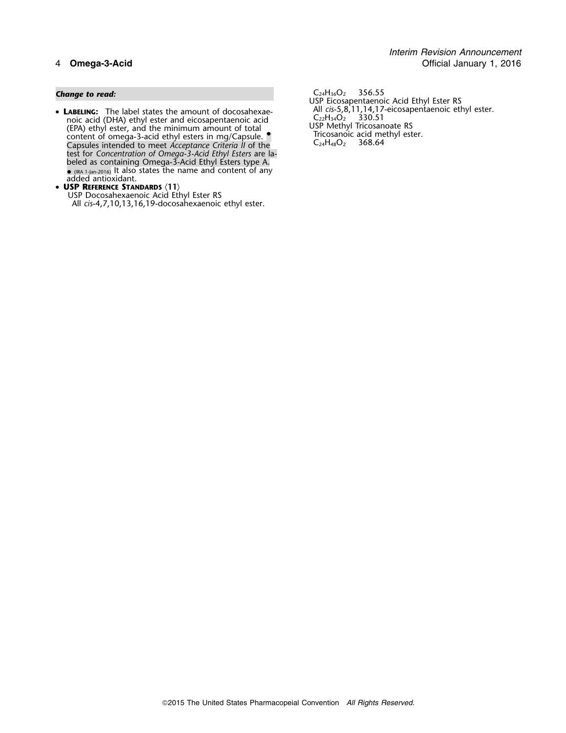***Change to read:***

- **LABELING:** The label states the amount of docosahexaenoic acid (DHA) ethyl ester and eicosapentaenoic acid (EPA) ethyl ester, and the minimum amount of total content of omega-3-acid ethyl esters in mg/Capsule. • Capsules intended to meet *Acceptance Criteria II* of the test for *Concentration of Omega-3-Acid Ethyl Esters* are labeled as containing Omega-3-Acid Ethyl Esters type A. • (IRA 1-Jan-2016) It also states the name and content of any added antioxidant.
- **USP REFERENCE STANDARDS** ⟨11⟩

  USP Docosahexaenoic Acid Ethyl Ester RS

  All *cis*-4,7,10,13,16,19-docosahexaenoic ethyl ester.

  $C_{24}H_{36}O_2$ 356.55

  USP Eicosapentaenoic Acid Ethyl Ester RS

  All *cis*-5,8,11,14,17-eicosapentaenoic ethyl ester.

  $C_{22}H_{34}O_2$ 330.51

  USP Methyl Tricosanoate RS

  Tricosanoic acid methyl ester.

  $C_{24}H_{48}O_2$ 368.64